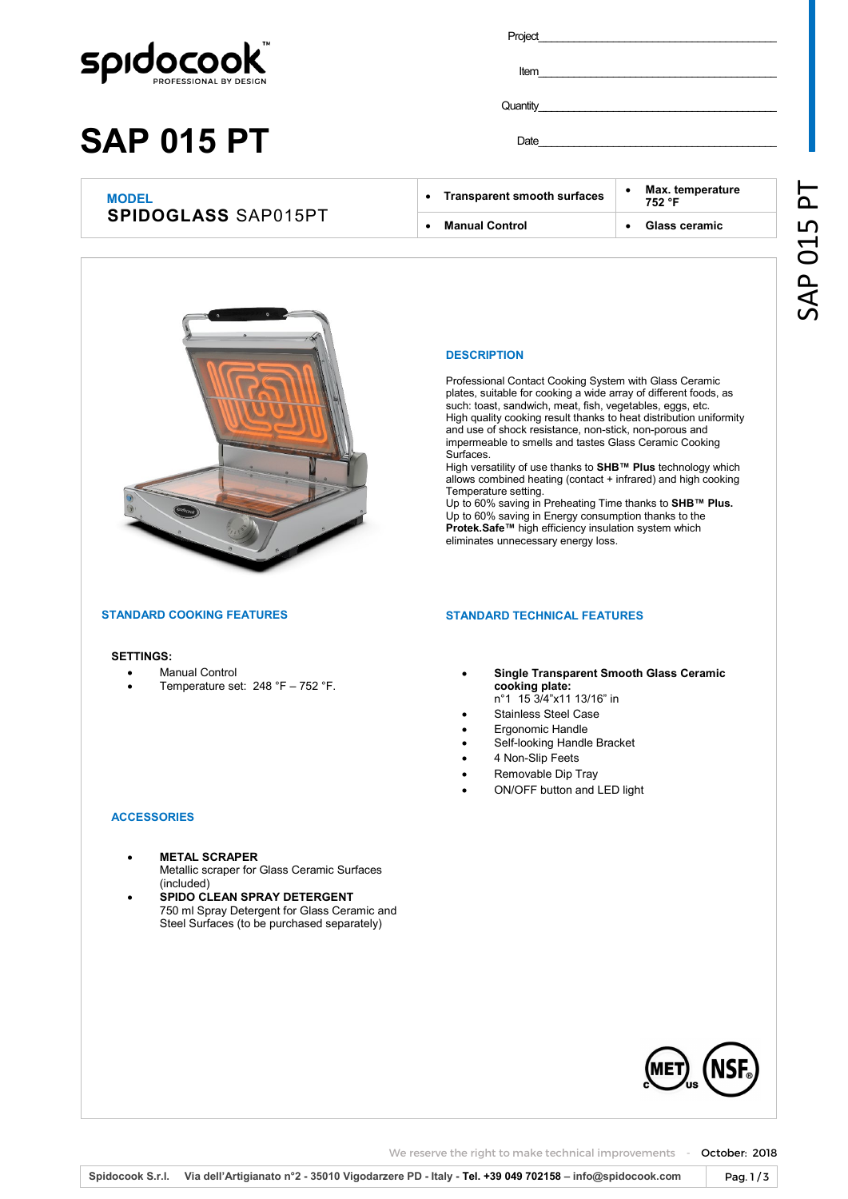spidocook™
PROFESSIONAL BY DESIGN

# SAP 015 PT

Project\_\_\_\_\_\_\_\_\_\_\_\_\_\_\_\_\_\_\_\_\_\_\_\_\_\_\_\_\_\_\_\_\_\_\_\_

Item\_\_\_\_\_\_\_\_\_\_\_\_\_\_\_\_\_\_\_\_\_\_\_\_\_\_\_\_\_\_\_\_\_\_\_\_

Quantity\_\_\_\_\_\_\_\_\_\_\_\_\_\_\_\_\_\_\_\_\_\_\_\_\_\_\_\_\_\_\_\_\_\_\_\_

Date\_\_\_\_\_\_\_\_\_\_\_\_\_\_\_\_\_\_\_\_\_\_\_\_\_\_\_\_\_\_\_\_\_\_\_\_

| MODEL<br>**SPIDOGLASS** SAP015PT | • **Transparent smooth surfaces** | • **Max. temperature 752 °F** |
|---|---|---|
| | • **Manual Control** | • **Glass ceramic** |

## DESCRIPTION

Professional Contact Cooking System with Glass Ceramic plates, suitable for cooking a wide array of different foods, as such: toast, sandwich, meat, fish, vegetables, eggs, etc.
High quality cooking result thanks to heat distribution uniformity and use of shock resistance, non-stick, non-porous and impermeable to smells and tastes Glass Ceramic Cooking Surfaces.
High versatility of use thanks to **SHB™ Plus** technology which allows combined heating (contact + infrared) and high cooking Temperature setting.
Up to 60% saving in Preheating Time thanks to **SHB™ Plus.**
Up to 60% saving in Energy consumption thanks to the **Protek.Safe™** high efficiency insulation system which eliminates unnecessary energy loss.

## STANDARD COOKING FEATURES

**SETTINGS:**

- Manual Control
- Temperature set: 248 °F – 752 °F.

## STANDARD TECHNICAL FEATURES

- **Single Transparent Smooth Glass Ceramic cooking plate:**
  n°1 15 3/4"x11 13/16" in
- Stainless Steel Case
- Ergonomic Handle
- Self-looking Handle Bracket
- 4 Non-Slip Feets
- Removable Dip Tray
- ON/OFF button and LED light

## ACCESSORIES

- **METAL SCRAPER**
  Metallic scraper for Glass Ceramic Surfaces (included)
- **SPIDO CLEAN SPRAY DETERGENT**
  750 ml Spray Detergent for Glass Ceramic and Steel Surfaces (to be purchased separately)

MET c us NSF

We reserve the right to make technical improvements - October: 2018

Spidocook S.r.l. Via dell'Artigianato n°2 - 35010 Vigodarzere PD - Italy - **Tel. +39 049 702158 – info@spidocook.com**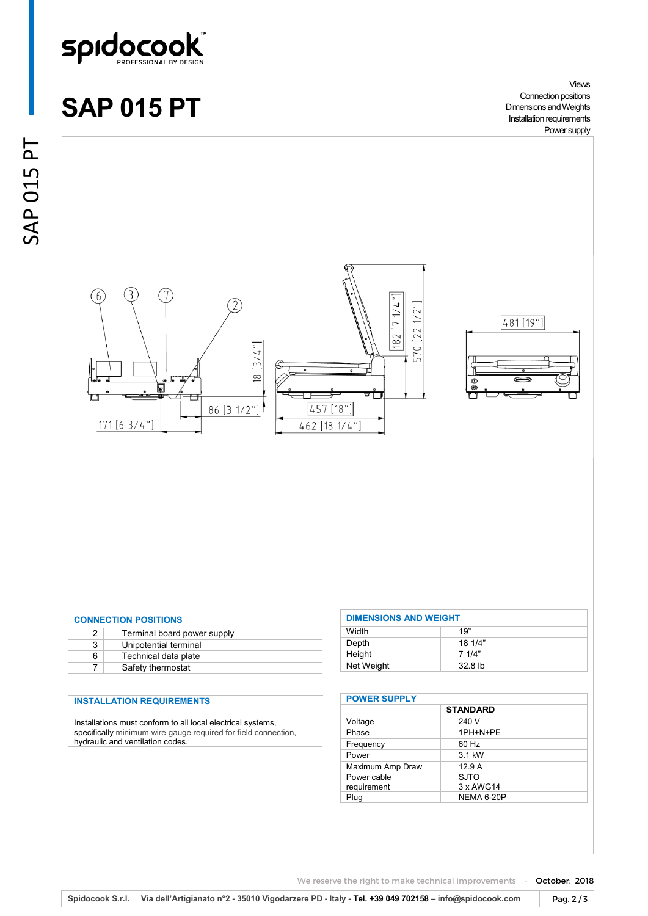# SAP 015 PT

Views
Connection positions
Dimensions and Weights
Installation requirements
Power supply

| CONNECTION POSITIONS | |
|---|---|
| 2 | Terminal board power supply |
| 3 | Unipotential terminal |
| 6 | Technical data plate |
| 7 | Safety thermostat |

| DIMENSIONS AND WEIGHT | |
|---|---|
| Width | 19” |
| Depth | 18 1/4” |
| Height | 7 1/4” |
| Net Weight | 32.8 lb |

## INSTALLATION REQUIREMENTS

Installations must conform to all local electrical systems, specifically minimum wire gauge required for field connection, hydraulic and ventilation codes.

| POWER SUPPLY | STANDARD |
|---|---|
| Voltage | 240 V |
| Phase | 1PH+N+PE |
| Frequency | 60 Hz |
| Power | 3.1 kW |
| Maximum Amp Draw | 12.9 A |
| Power cable requirement | SJTO 3 x AWG14 |
| Plug | NEMA 6-20P |

We reserve the right to make technical improvements - October: 2018

Spidocook S.r.l. Via dell'Artigianato n°2 - 35010 Vigodarzere PD - Italy - Tel. +39 049 702158 – info@spidocook.com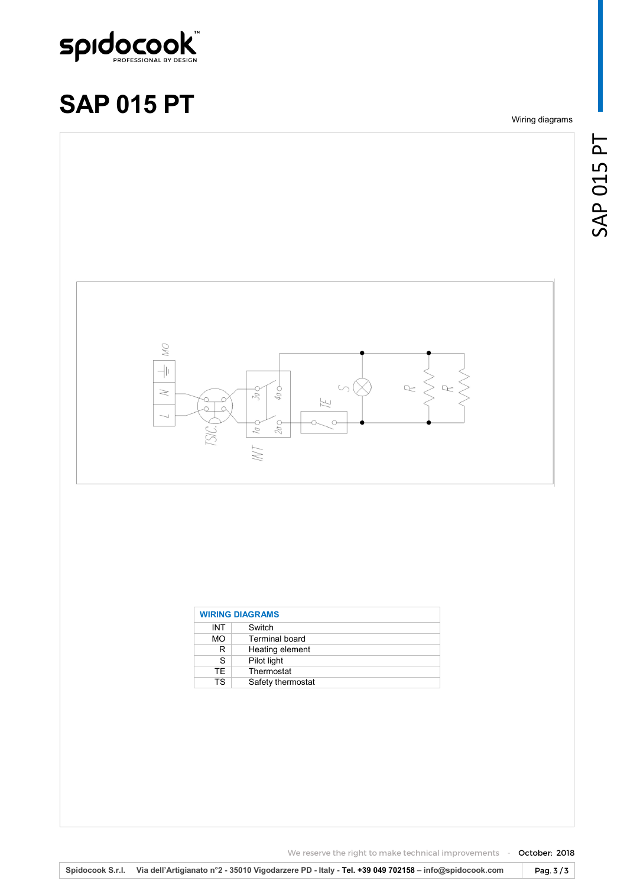# SAP 015 PT

Wiring diagrams

MO
L N
TSIC.
INT
1o 2o 3o 4o
TE
S
R R

| WIRING DIAGRAMS | |
|---|---|
| INT | Switch |
| MO | Terminal board |
| R | Heating element |
| S | Pilot light |
| TE | Thermostat |
| TS | Safety thermostat |

We reserve the right to make technical improvements - October: 2018

Spidocook S.r.l. Via dell'Artigianato n°2 - 35010 Vigodarzere PD - Italy - Tel. +39 049 702158 – info@spidocook.com